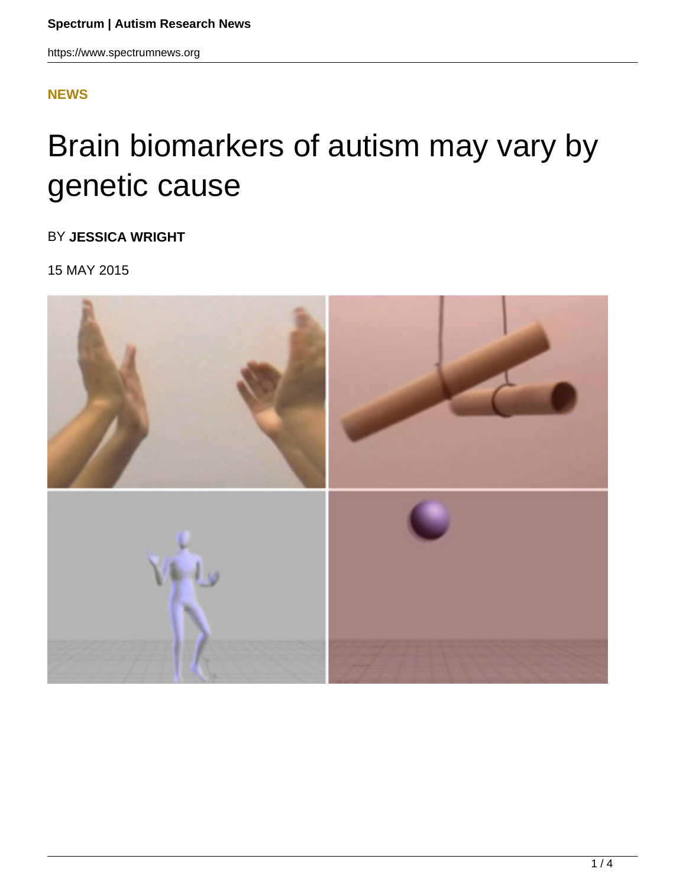**NEWS**

# Brain biomarkers of autism may vary by genetic cause

BY **JESSICA WRIGHT**

15 MAY 2015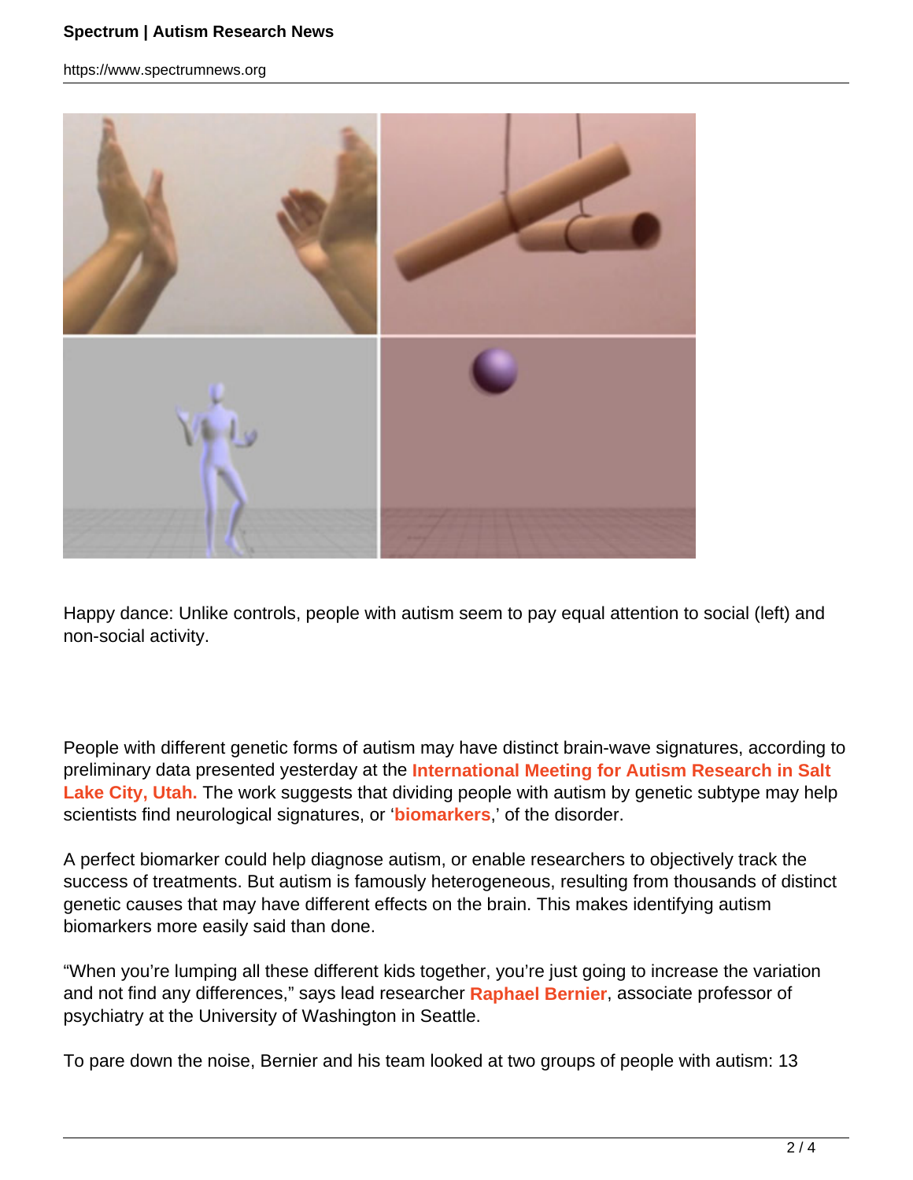Happy dance: Unlike controls, people with autism seem to pay equal attention to social (left) and non-social activity.

People with different genetic forms of autism may have distinct brain-wave signatures, according to preliminary data presented yesterday at the **International Meeting for Autism Research in Salt Lake City, Utah.** The work suggests that dividing people with autism by genetic subtype may help scientists find neurological signatures, or '**biomarkers**,' of the disorder.

A perfect biomarker could help diagnose autism, or enable researchers to objectively track the success of treatments. But autism is famously heterogeneous, resulting from thousands of distinct genetic causes that may have different effects on the brain. This makes identifying autism biomarkers more easily said than done.

"When you're lumping all these different kids together, you're just going to increase the variation and not find any differences," says lead researcher **Raphael Bernier**, associate professor of psychiatry at the University of Washington in Seattle.

To pare down the noise, Bernier and his team looked at two groups of people with autism: 13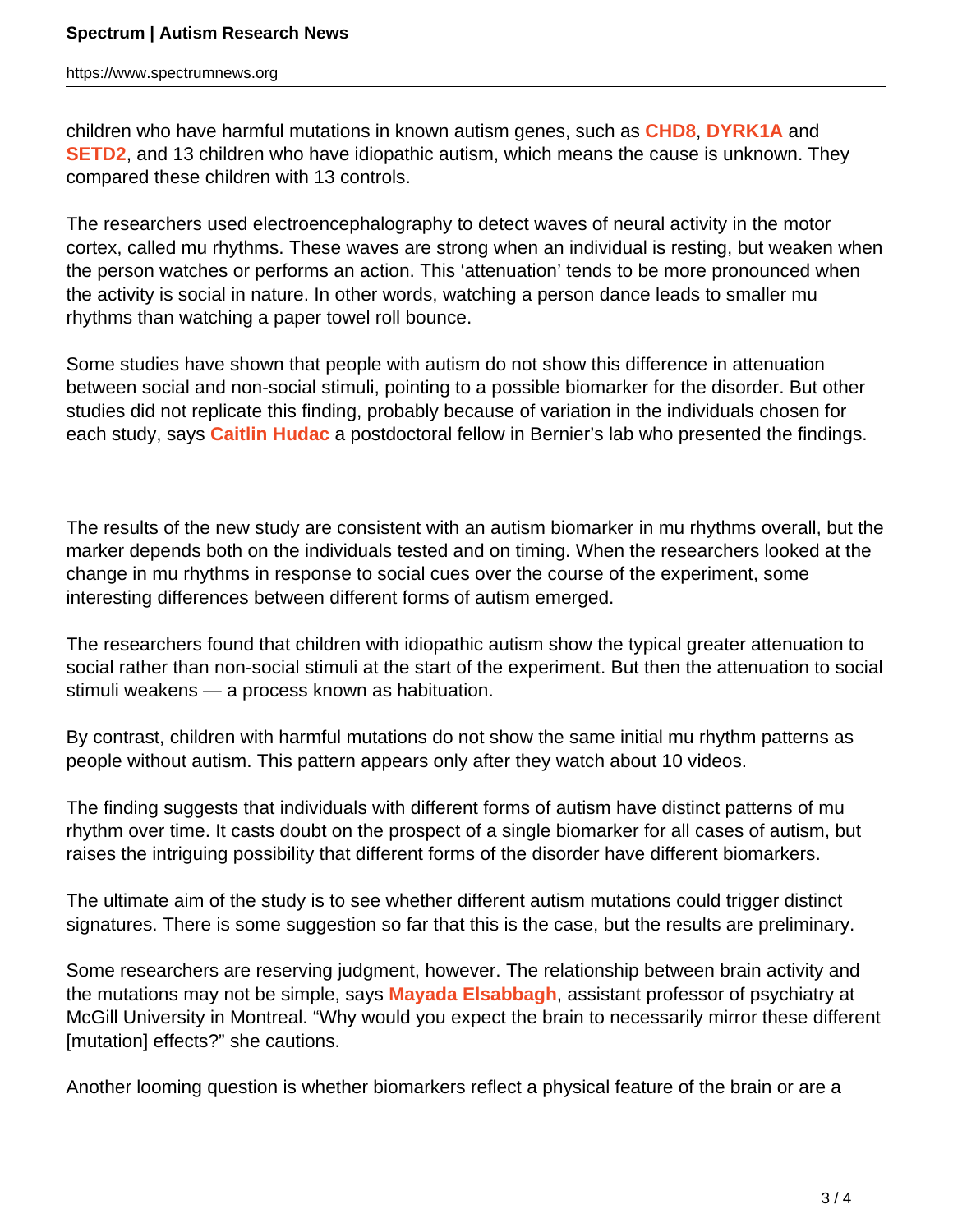children who have harmful mutations in known autism genes, such as **CHD8**, **DYRK1A** and **SETD2**, and 13 children who have idiopathic autism, which means the cause is unknown. They compared these children with 13 controls.

The researchers used electroencephalography to detect waves of neural activity in the motor cortex, called mu rhythms. These waves are strong when an individual is resting, but weaken when the person watches or performs an action. This 'attenuation' tends to be more pronounced when the activity is social in nature. In other words, watching a person dance leads to smaller mu rhythms than watching a paper towel roll bounce.

Some studies have shown that people with autism do not show this difference in attenuation between social and non-social stimuli, pointing to a possible biomarker for the disorder. But other studies did not replicate this finding, probably because of variation in the individuals chosen for each study, says **Caitlin Hudac** a postdoctoral fellow in Bernier's lab who presented the findings.

The results of the new study are consistent with an autism biomarker in mu rhythms overall, but the marker depends both on the individuals tested and on timing. When the researchers looked at the change in mu rhythms in response to social cues over the course of the experiment, some interesting differences between different forms of autism emerged.

The researchers found that children with idiopathic autism show the typical greater attenuation to social rather than non-social stimuli at the start of the experiment. But then the attenuation to social stimuli weakens — a process known as habituation.

By contrast, children with harmful mutations do not show the same initial mu rhythm patterns as people without autism. This pattern appears only after they watch about 10 videos.

The finding suggests that individuals with different forms of autism have distinct patterns of mu rhythm over time. It casts doubt on the prospect of a single biomarker for all cases of autism, but raises the intriguing possibility that different forms of the disorder have different biomarkers.

The ultimate aim of the study is to see whether different autism mutations could trigger distinct signatures. There is some suggestion so far that this is the case, but the results are preliminary.

Some researchers are reserving judgment, however. The relationship between brain activity and the mutations may not be simple, says **Mayada Elsabbagh**, assistant professor of psychiatry at McGill University in Montreal. "Why would you expect the brain to necessarily mirror these different [mutation] effects?" she cautions.

Another looming question is whether biomarkers reflect a physical feature of the brain or are a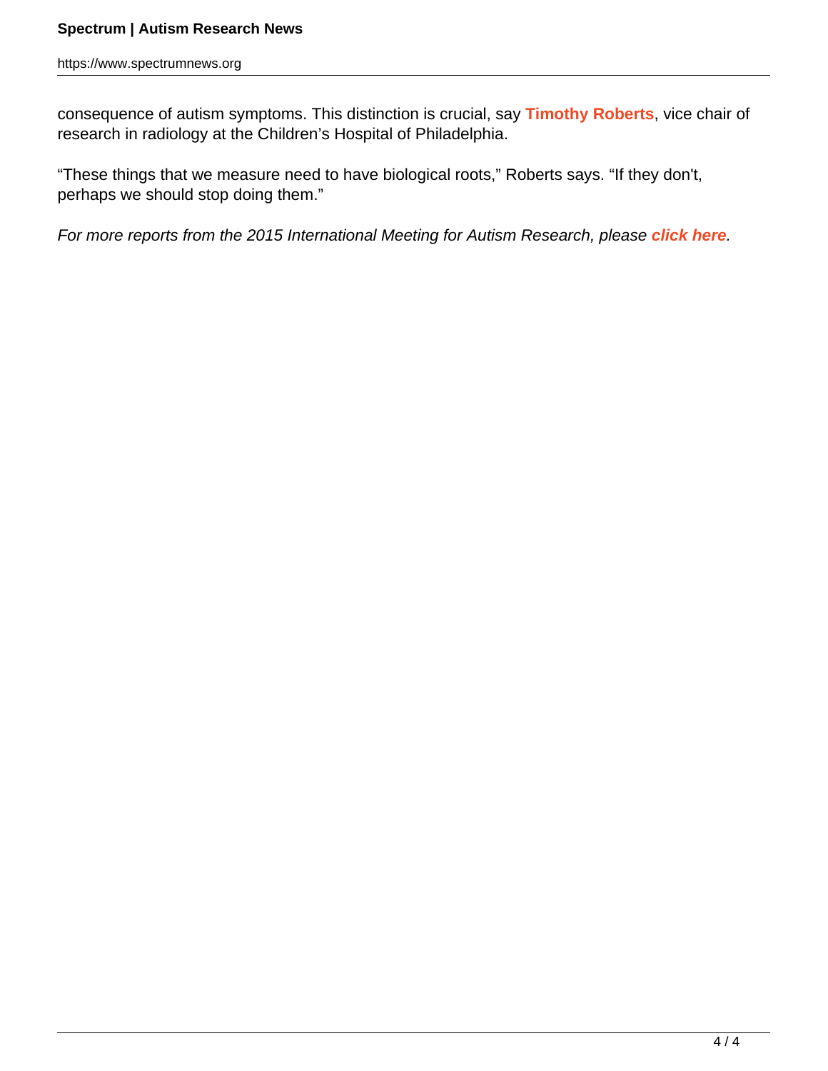consequence of autism symptoms. This distinction is crucial, say **Timothy Roberts**, vice chair of research in radiology at the Children's Hospital of Philadelphia.

"These things that we measure need to have biological roots," Roberts says. "If they don't, perhaps we should stop doing them."

*For more reports from the 2015 International Meeting for Autism Research, please* ***click here****.*